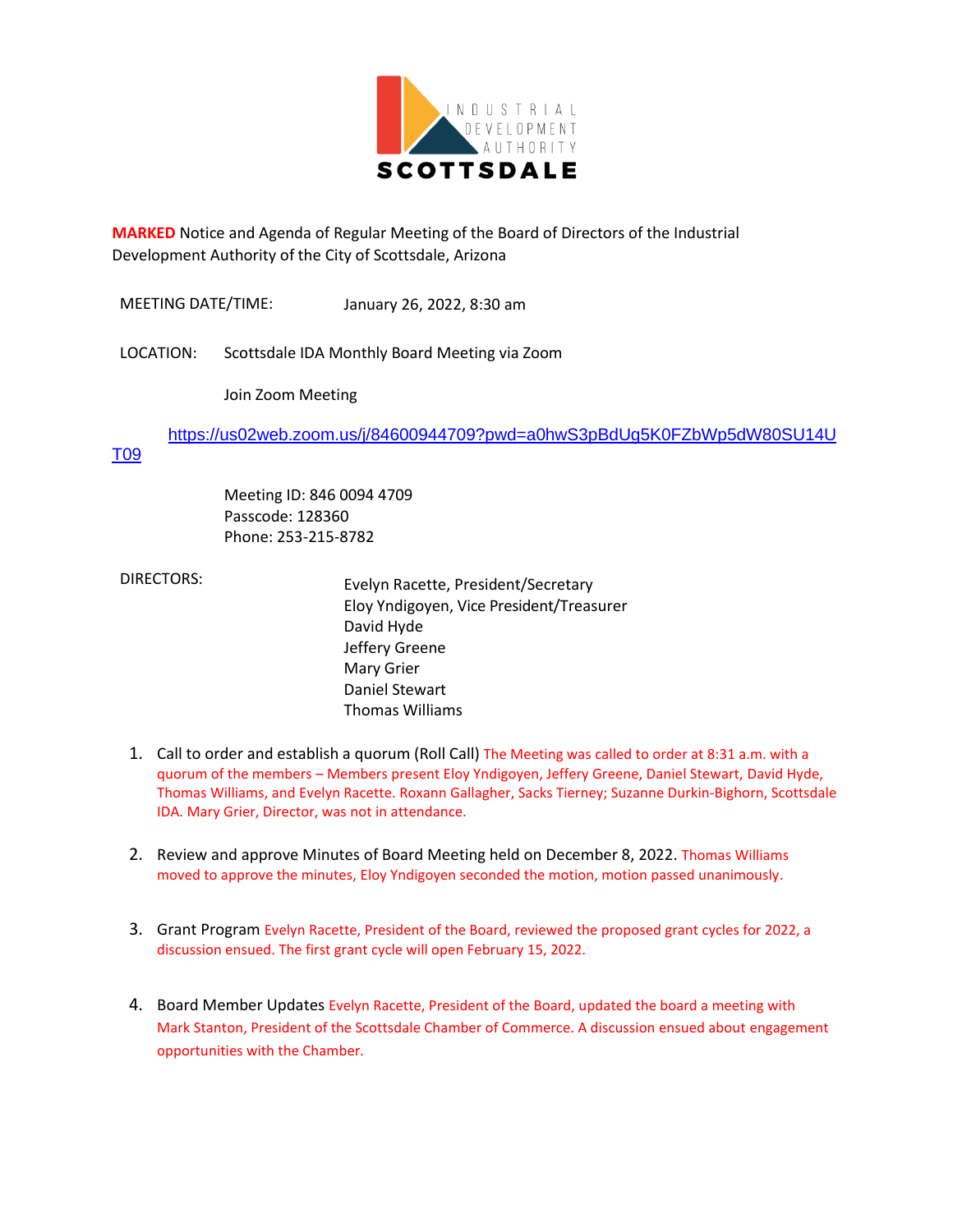INDUSTRIAL DEVELOPMENT AUTHORITY
**SCOTTSDALE**

**MARKED** Notice and Agenda of Regular Meeting of the Board of Directors of the Industrial Development Authority of the City of Scottsdale, Arizona

MEETING DATE/TIME: January 26, 2022, 8:30 am

LOCATION: Scottsdale IDA Monthly Board Meeting via Zoom

Join Zoom Meeting

https://us02web.zoom.us/j/84600944709?pwd=a0hwS3pBdUg5K0FZbWp5dW80SU14UT09

Meeting ID: 846 0094 4709
Passcode: 128360
Phone: 253-215-8782

DIRECTORS:

Evelyn Racette, President/Secretary
Eloy Yndigoyen, Vice President/Treasurer
David Hyde
Jeffery Greene
Mary Grier
Daniel Stewart
Thomas Williams

1. Call to order and establish a quorum (Roll Call) The Meeting was called to order at 8:31 a.m. with a quorum of the members – Members present Eloy Yndigoyen, Jeffery Greene, Daniel Stewart, David Hyde, Thomas Williams, and Evelyn Racette. Roxann Gallagher, Sacks Tierney; Suzanne Durkin-Bighorn, Scottsdale IDA. Mary Grier, Director, was not in attendance.

2. Review and approve Minutes of Board Meeting held on December 8, 2022. Thomas Williams moved to approve the minutes, Eloy Yndigoyen seconded the motion, motion passed unanimously.

3. Grant Program Evelyn Racette, President of the Board, reviewed the proposed grant cycles for 2022, a discussion ensued. The first grant cycle will open February 15, 2022.

4. Board Member Updates Evelyn Racette, President of the Board, updated the board a meeting with Mark Stanton, President of the Scottsdale Chamber of Commerce. A discussion ensued about engagement opportunities with the Chamber.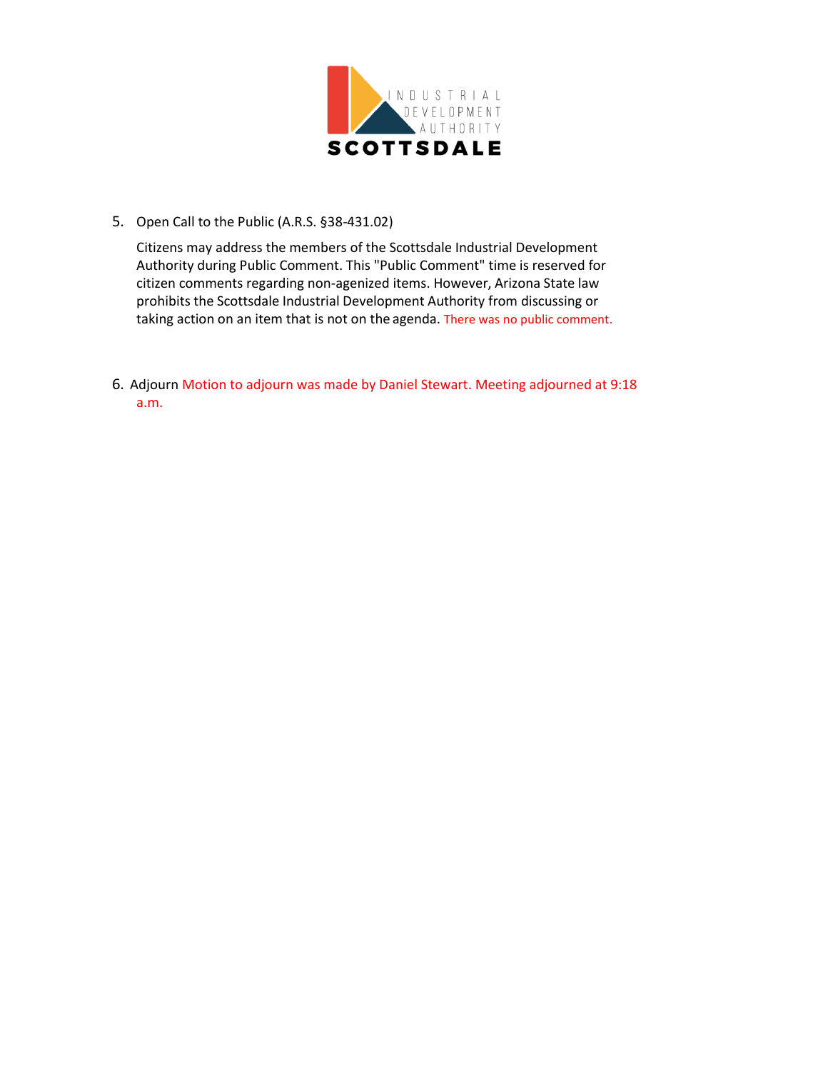INDUSTRIAL DEVELOPMENT AUTHORITY SCOTTSDALE

5. Open Call to the Public (A.R.S. §38-431.02)

   Citizens may address the members of the Scottsdale Industrial Development Authority during Public Comment. This "Public Comment" time is reserved for citizen comments regarding non-agenized items. However, Arizona State law prohibits the Scottsdale Industrial Development Authority from discussing or taking action on an item that is not on the agenda. There was no public comment.

6. Adjourn Motion to adjourn was made by Daniel Stewart. Meeting adjourned at 9:18 a.m.